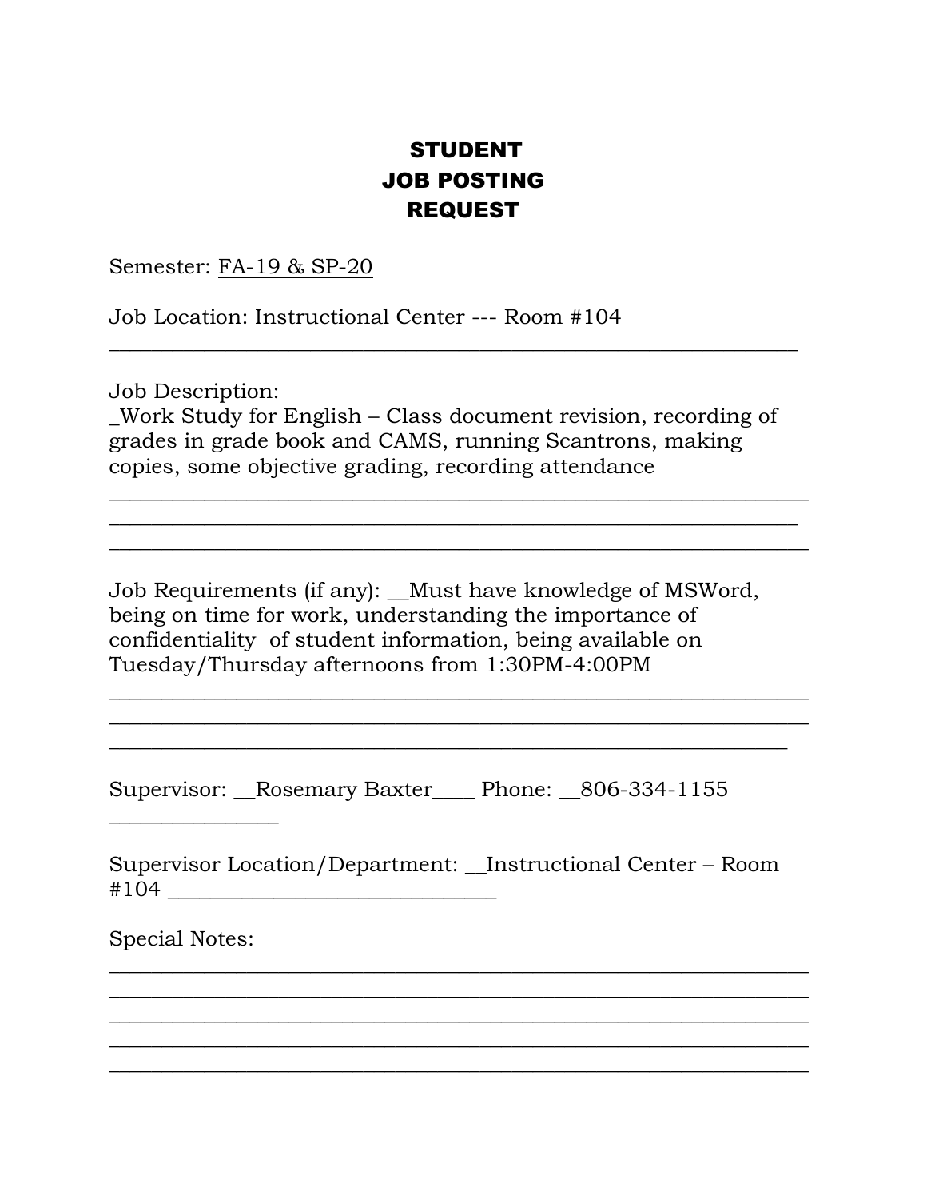# STUDENT JOB POSTING REQUEST

Semester: FA-19 & SP-20

Job Location: Instructional Center --- Room #104

Job Description:
_Work Study for English – Class document revision, recording of grades in grade book and CAMS, running Scantrons, making copies, some objective grading, recording attendance

Job Requirements (if any): __Must have knowledge of MSWord, being on time for work, understanding the importance of confidentiality of student information, being available on Tuesday/Thursday afternoons from 1:30PM-4:00PM

Supervisor: __Rosemary Baxter____ Phone: __806-334-1155

Supervisor Location/Department: __Instructional Center – Room #104

Special Notes: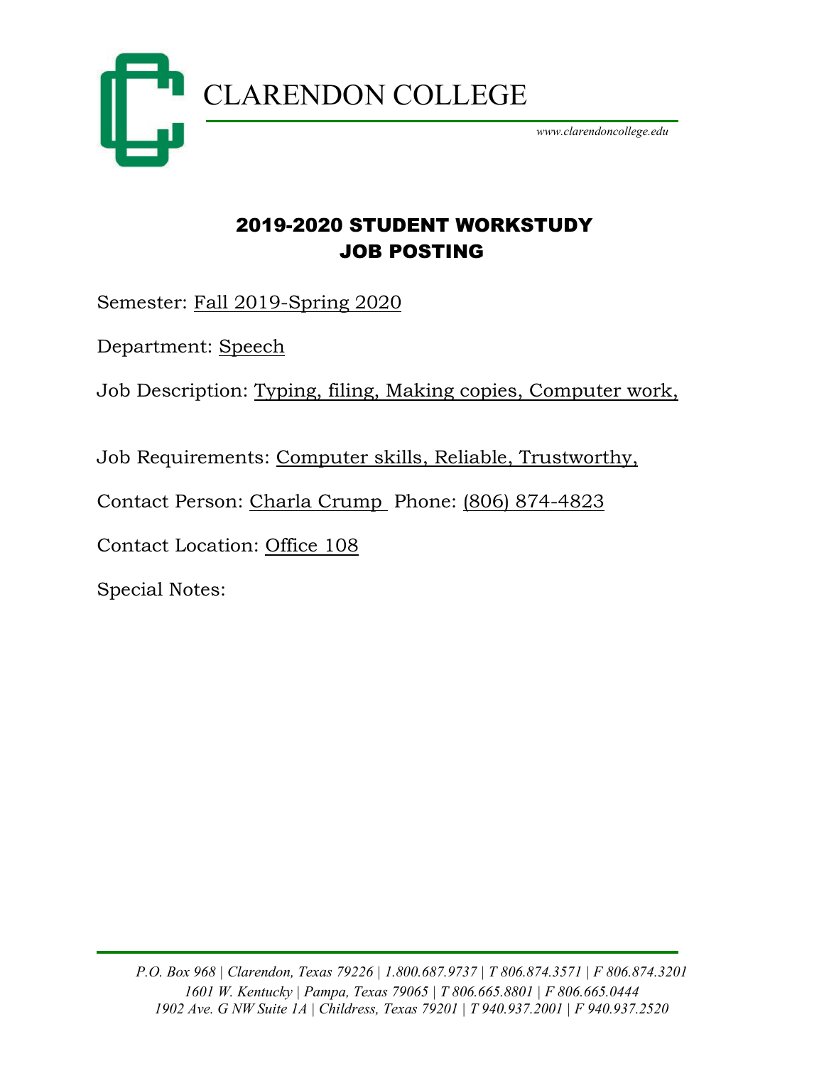# CLARENDON COLLEGE

*www.clarendoncollege.edu*

## 2019-2020 STUDENT WORKSTUDY JOB POSTING

Semester: Fall 2019-Spring 2020

Department: Speech

Job Description: Typing, filing, Making copies, Computer work,

Job Requirements: Computer skills, Reliable, Trustworthy,

Contact Person: Charla Crump Phone: (806) 874-4823

Contact Location: Office 108

Special Notes:

*P.O. Box 968 | Clarendon, Texas 79226 | 1.800.687.9737 | T 806.874.3571 | F 806.874.3201*
*1601 W. Kentucky | Pampa, Texas 79065 | T 806.665.8801 | F 806.665.0444*
*1902 Ave. G NW Suite 1A | Childress, Texas 79201 | T 940.937.2001 | F 940.937.2520*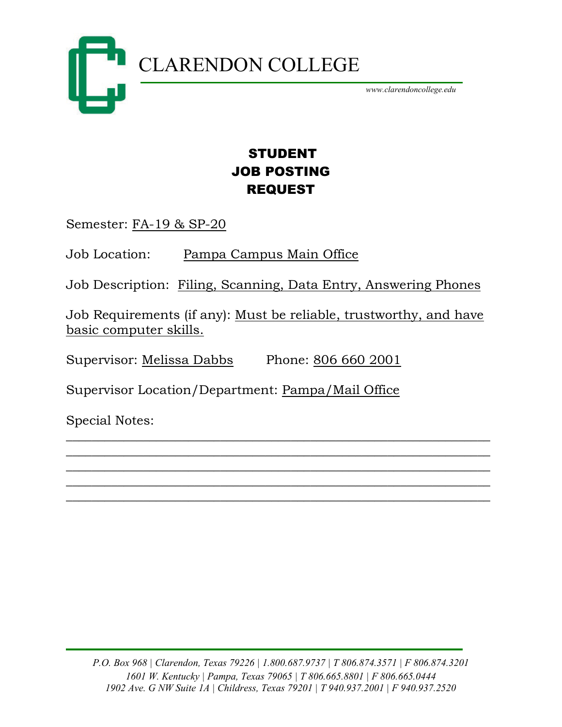# CLARENDON COLLEGE

*www.clarendoncollege.edu*

## STUDENT JOB POSTING REQUEST

Semester: FA-19 & SP-20

Job Location: Pampa Campus Main Office

Job Description: Filing, Scanning, Data Entry, Answering Phones

Job Requirements (if any): Must be reliable, trustworthy, and have basic computer skills.

Supervisor: Melissa Dabbs     Phone: 806 660 2001

Supervisor Location/Department: Pampa/Mail Office

Special Notes:

______________________________________________________________

______________________________________________________________

______________________________________________________________

______________________________________________________________

______________________________________________________________

*P.O. Box 968 | Clarendon, Texas 79226 | 1.800.687.9737 | T 806.874.3571 | F 806.874.3201*
*1601 W. Kentucky | Pampa, Texas 79065 | T 806.665.8801 | F 806.665.0444*
*1902 Ave. G NW Suite 1A | Childress, Texas 79201 | T 940.937.2001 | F 940.937.2520*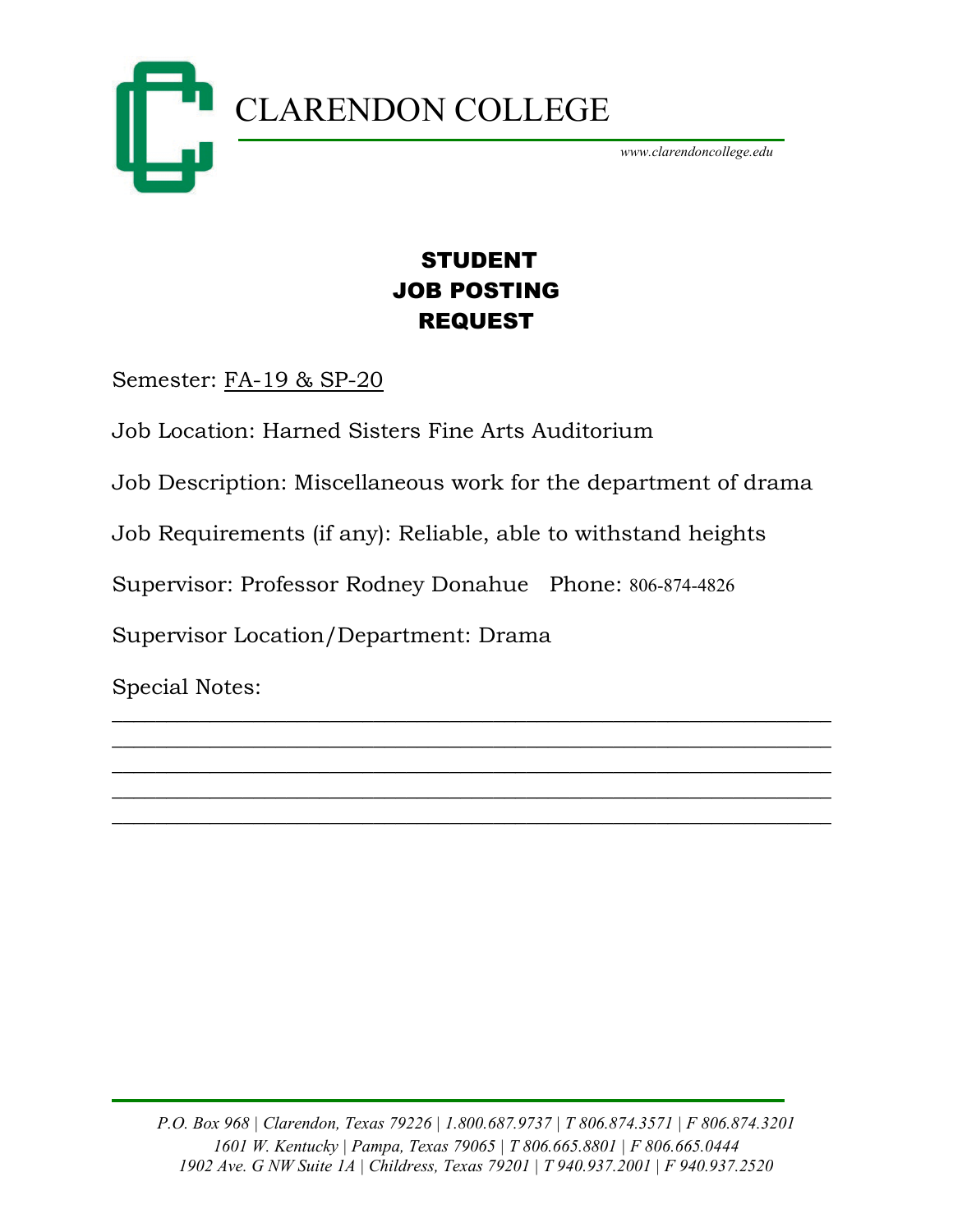# CLARENDON COLLEGE

*www.clarendoncollege.edu*

## STUDENT
## JOB POSTING
## REQUEST

Semester: FA-19 & SP-20

Job Location: Harned Sisters Fine Arts Auditorium

Job Description: Miscellaneous work for the department of drama

Job Requirements (if any): Reliable, able to withstand heights

Supervisor: Professor Rodney Donahue  Phone: 806-874-4826

Supervisor Location/Department: Drama

Special Notes:
___________________________________________________________
___________________________________________________________
___________________________________________________________
___________________________________________________________
___________________________________________________________

*P.O. Box 968 | Clarendon, Texas 79226 | 1.800.687.9737 | T 806.874.3571 | F 806.874.3201*
*1601 W. Kentucky | Pampa, Texas 79065 | T 806.665.8801 | F 806.665.0444*
*1902 Ave. G NW Suite 1A | Childress, Texas 79201 | T 940.937.2001 | F 940.937.2520*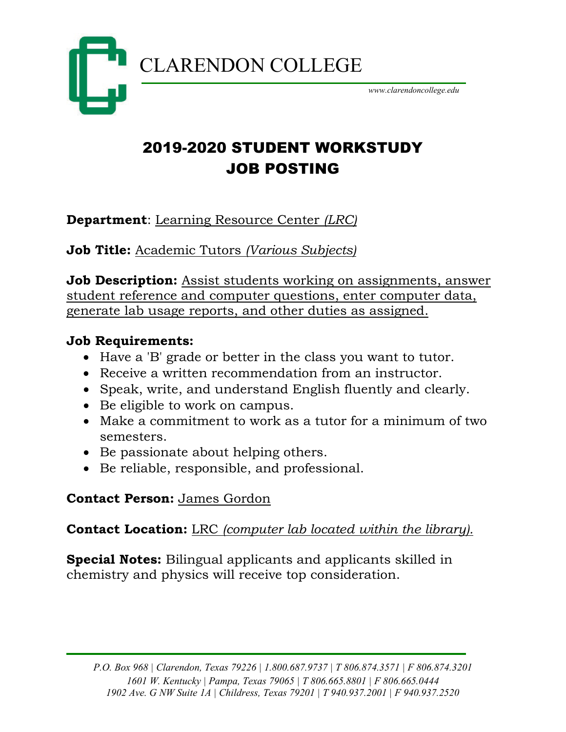# CLARENDON COLLEGE

*www.clarendoncollege.edu*

## 2019-2020 STUDENT WORKSTUDY JOB POSTING

**Department**: Learning Resource Center *(LRC)*

**Job Title:** Academic Tutors *(Various Subjects)*

**Job Description:** Assist students working on assignments, answer student reference and computer questions, enter computer data, generate lab usage reports, and other duties as assigned.

**Job Requirements:**

- Have a 'B' grade or better in the class you want to tutor.
- Receive a written recommendation from an instructor.
- Speak, write, and understand English fluently and clearly.
- Be eligible to work on campus.
- Make a commitment to work as a tutor for a minimum of two semesters.
- Be passionate about helping others.
- Be reliable, responsible, and professional.

**Contact Person:** James Gordon

**Contact Location:** LRC *(computer lab located within the library).*

**Special Notes:** Bilingual applicants and applicants skilled in chemistry and physics will receive top consideration.

*P.O. Box 968 | Clarendon, Texas 79226 | 1.800.687.9737 | T 806.874.3571 | F 806.874.3201*
*1601 W. Kentucky | Pampa, Texas 79065 | T 806.665.8801 | F 806.665.0444*
*1902 Ave. G NW Suite 1A | Childress, Texas 79201 | T 940.937.2001 | F 940.937.2520*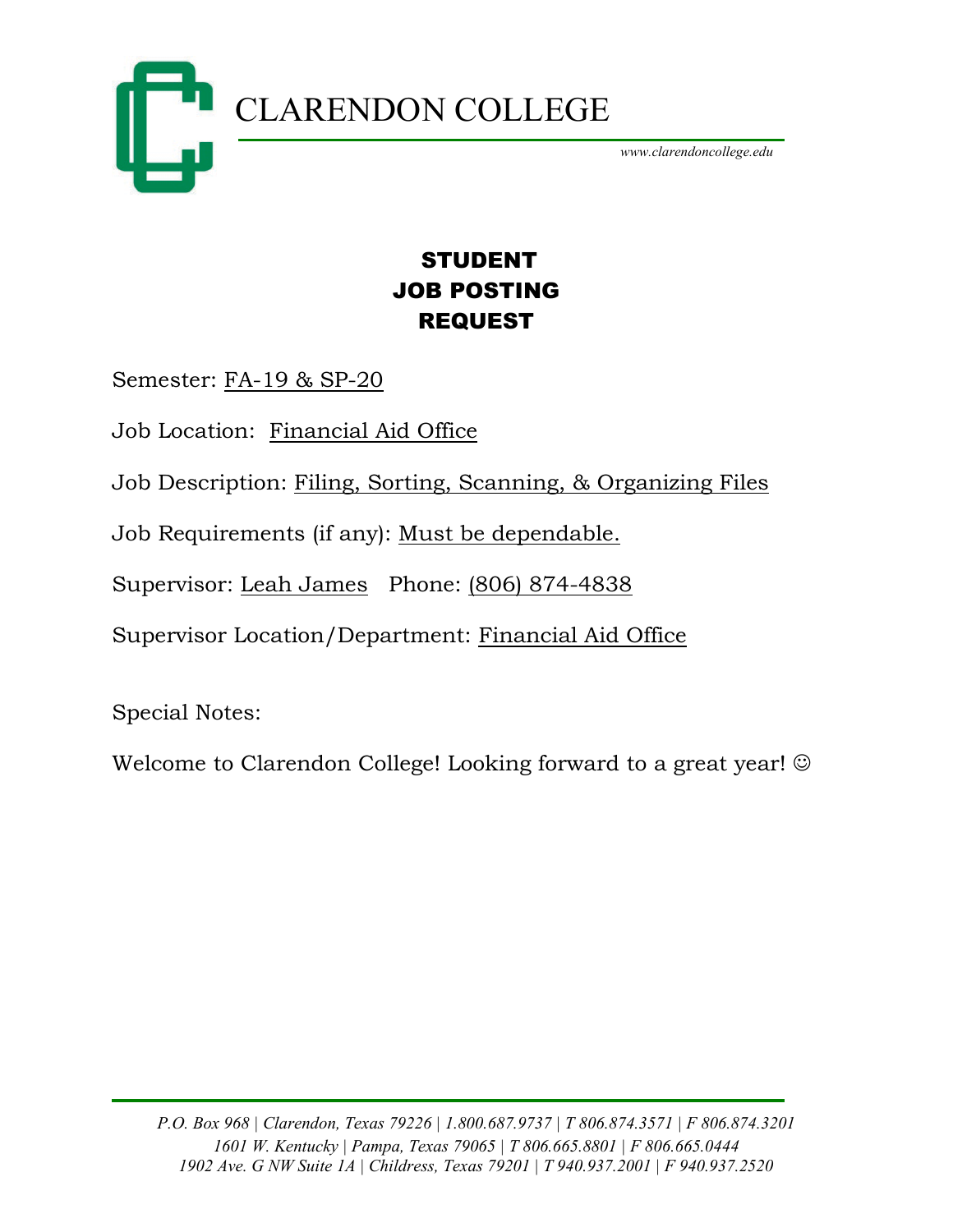CLARENDON COLLEGE

www.clarendoncollege.edu

# STUDENT JOB POSTING REQUEST

Semester: FA-19 & SP-20

Job Location: Financial Aid Office

Job Description: Filing, Sorting, Scanning, & Organizing Files

Job Requirements (if any): Must be dependable.

Supervisor: Leah James Phone: (806) 874-4838

Supervisor Location/Department: Financial Aid Office

Special Notes:

Welcome to Clarendon College! Looking forward to a great year! ☺

*P.O. Box 968 | Clarendon, Texas 79226 | 1.800.687.9737 | T 806.874.3571 | F 806.874.3201*
*1601 W. Kentucky | Pampa, Texas 79065 | T 806.665.8801 | F 806.665.0444*
*1902 Ave. G NW Suite 1A | Childress, Texas 79201 | T 940.937.2001 | F 940.937.2520*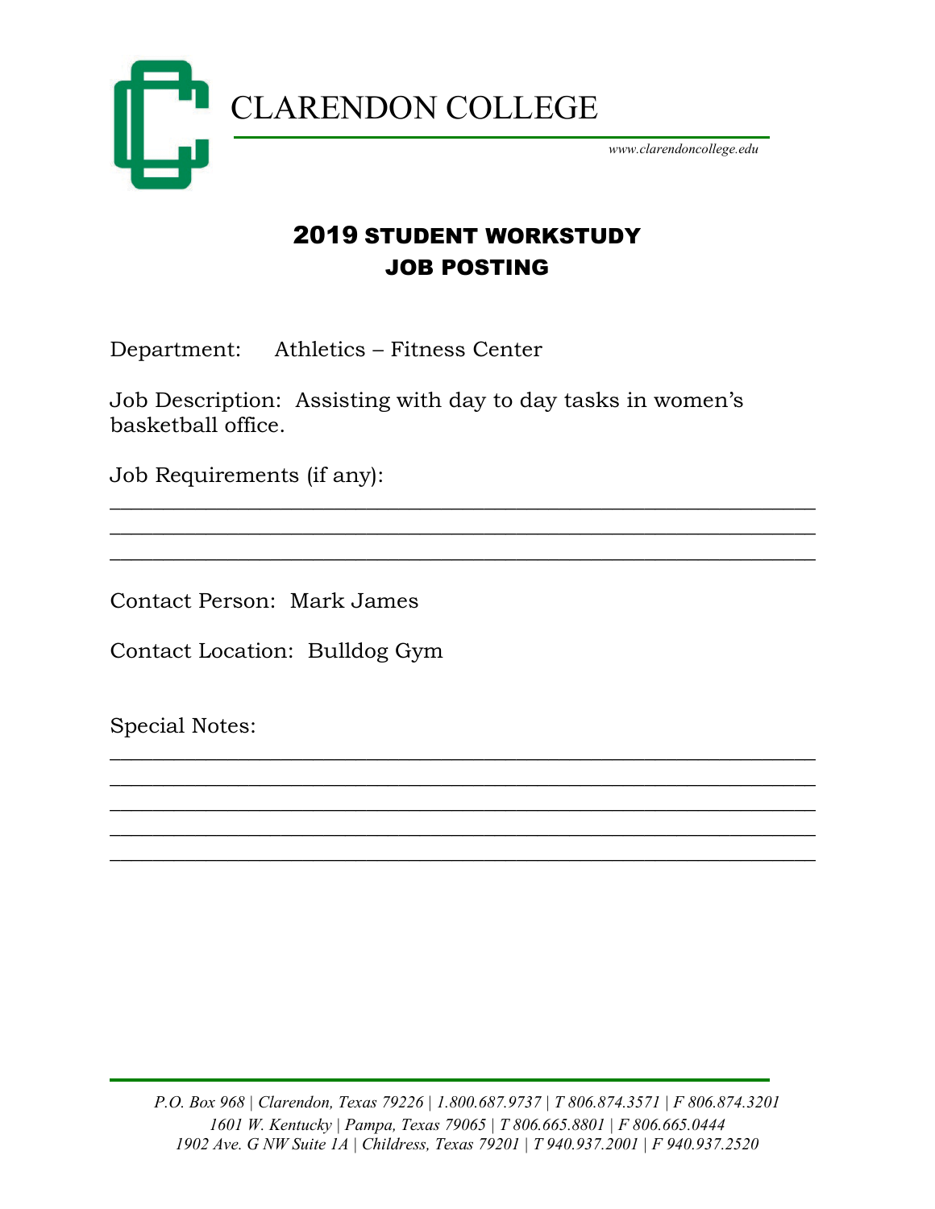# CLARENDON COLLEGE

*www.clarendoncollege.edu*

## 2019 STUDENT WORKSTUDY JOB POSTING

Department: Athletics – Fitness Center

Job Description: Assisting with day to day tasks in women's basketball office.

Job Requirements (if any):

____________________________________________________________
____________________________________________________________
____________________________________________________________

Contact Person: Mark James

Contact Location: Bulldog Gym

Special Notes:

____________________________________________________________
____________________________________________________________
____________________________________________________________
____________________________________________________________
____________________________________________________________

*P.O. Box 968 | Clarendon, Texas 79226 | 1.800.687.9737 | T 806.874.3571 | F 806.874.3201*
*1601 W. Kentucky | Pampa, Texas 79065 | T 806.665.8801 | F 806.665.0444*
*1902 Ave. G NW Suite 1A | Childress, Texas 79201 | T 940.937.2001 | F 940.937.2520*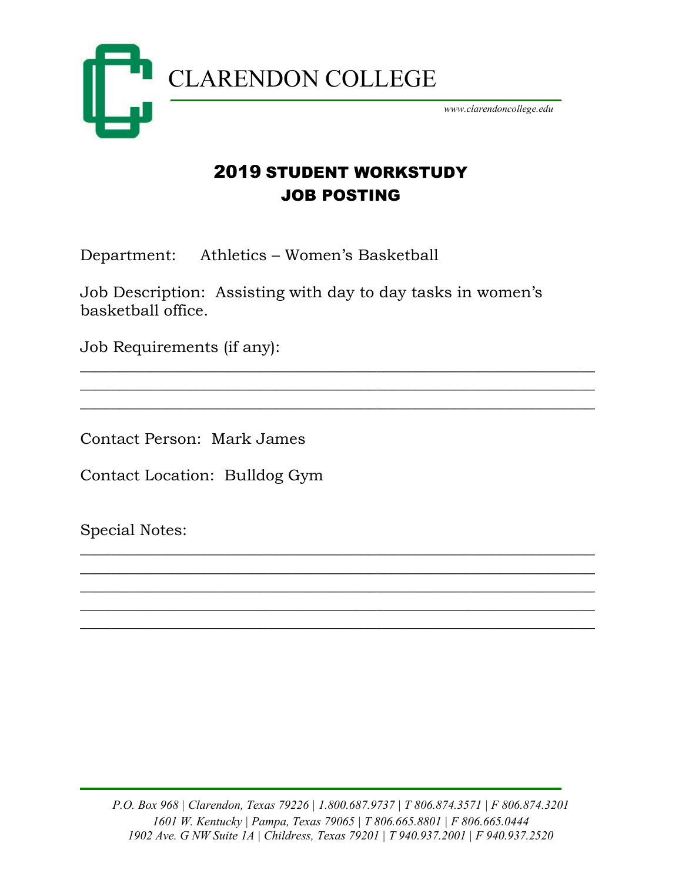# CLARENDON COLLEGE

*www.clarendoncollege.edu*

## 2019 STUDENT WORKSTUDY JOB POSTING

Department: Athletics – Women's Basketball

Job Description: Assisting with day to day tasks in women's basketball office.

Job Requirements (if any):

___________________________________________________________

___________________________________________________________

___________________________________________________________

Contact Person: Mark James

Contact Location: Bulldog Gym

Special Notes:

___________________________________________________________

___________________________________________________________

___________________________________________________________

___________________________________________________________

___________________________________________________________

*P.O. Box 968 | Clarendon, Texas 79226 | 1.800.687.9737 | T 806.874.3571 | F 806.874.3201*
*1601 W. Kentucky | Pampa, Texas 79065 | T 806.665.8801 | F 806.665.0444*
*1902 Ave. G NW Suite 1A | Childress, Texas 79201 | T 940.937.2001 | F 940.937.2520*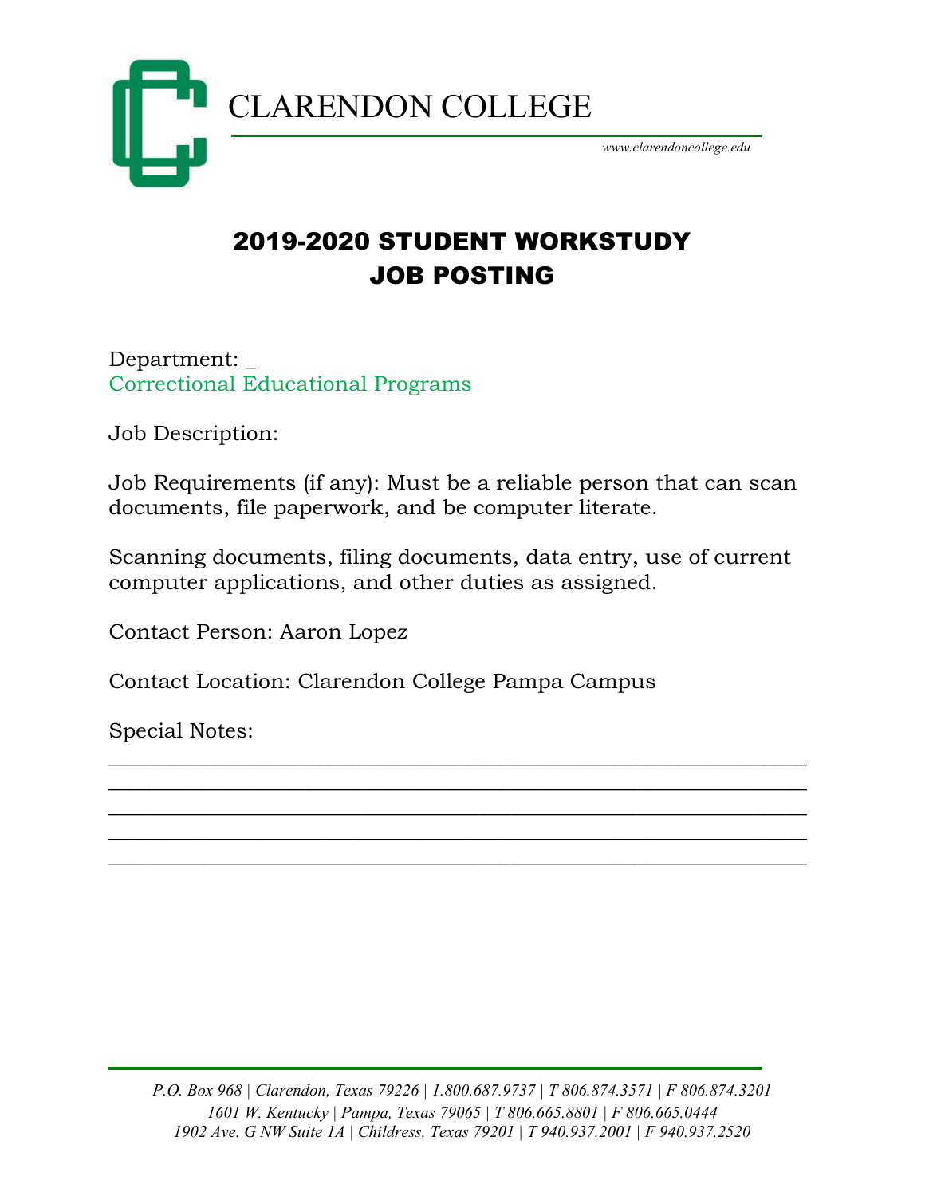CLARENDON COLLEGE

www.clarendoncollege.edu

# 2019-2020 STUDENT WORKSTUDY JOB POSTING

Department: _
Correctional Educational Programs

Job Description:

Job Requirements (if any): Must be a reliable person that can scan documents, file paperwork, and be computer literate.

Scanning documents, filing documents, data entry, use of current computer applications, and other duties as assigned.

Contact Person: Aaron Lopez

Contact Location: Clarendon College Pampa Campus

Special Notes:
______________________________________________________________
______________________________________________________________
______________________________________________________________
______________________________________________________________
______________________________________________________________

*P.O. Box 968 | Clarendon, Texas 79226 | 1.800.687.9737 | T 806.874.3571 | F 806.874.3201*
*1601 W. Kentucky | Pampa, Texas 79065 | T 806.665.8801 | F 806.665.0444*
*1902 Ave. G NW Suite 1A | Childress, Texas 79201 | T 940.937.2001 | F 940.937.2520*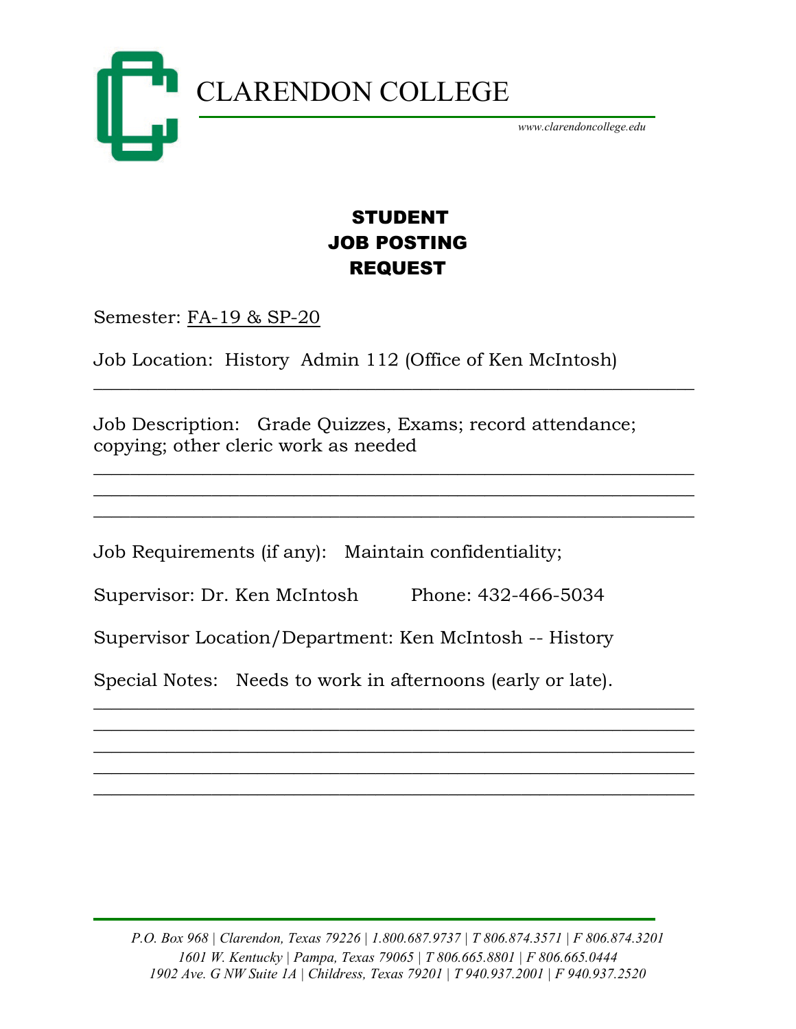# CLARENDON COLLEGE

*www.clarendoncollege.edu*

## STUDENT JOB POSTING REQUEST

Semester: FA-19 & SP-20

Job Location: History Admin 112 (Office of Ken McIntosh)

Job Description: Grade Quizzes, Exams; record attendance; copying; other cleric work as needed

Job Requirements (if any): Maintain confidentiality;

Supervisor: Dr. Ken McIntosh Phone: 432-466-5034

Supervisor Location/Department: Ken McIntosh -- History

Special Notes: Needs to work in afternoons (early or late).

*P.O. Box 968 | Clarendon, Texas 79226 | 1.800.687.9737 | T 806.874.3571 | F 806.874.3201*
*1601 W. Kentucky | Pampa, Texas 79065 | T 806.665.8801 | F 806.665.0444*
*1902 Ave. G NW Suite 1A | Childress, Texas 79201 | T 940.937.2001 | F 940.937.2520*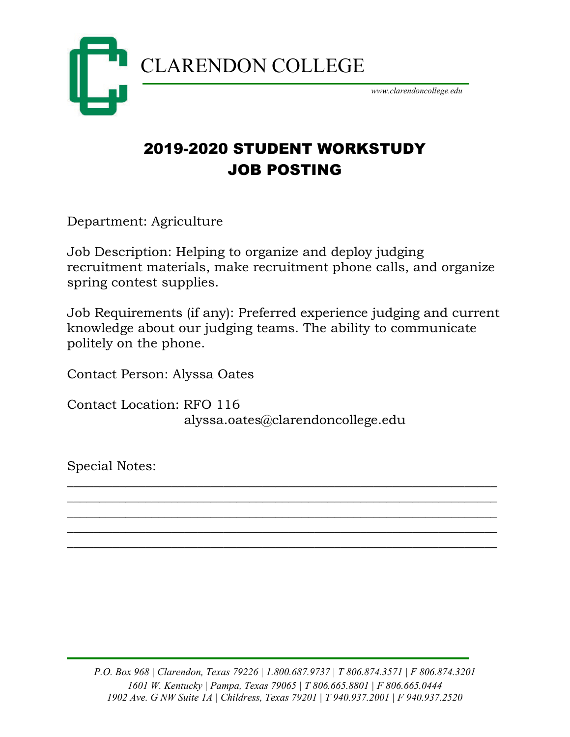CLARENDON COLLEGE

www.clarendoncollege.edu

# 2019-2020 STUDENT WORKSTUDY JOB POSTING

Department: Agriculture

Job Description: Helping to organize and deploy judging recruitment materials, make recruitment phone calls, and organize spring contest supplies.

Job Requirements (if any): Preferred experience judging and current knowledge about our judging teams. The ability to communicate politely on the phone.

Contact Person: Alyssa Oates

Contact Location: RFO 116
alyssa.oates@clarendoncollege.edu

Special Notes:

____________________________________________________________
____________________________________________________________
____________________________________________________________
____________________________________________________________
____________________________________________________________

*P.O. Box 968 | Clarendon, Texas 79226 | 1.800.687.9737 | T 806.874.3571 | F 806.874.3201*
*1601 W. Kentucky | Pampa, Texas 79065 | T 806.665.8801 | F 806.665.0444*
*1902 Ave. G NW Suite 1A | Childress, Texas 79201 | T 940.937.2001 | F 940.937.2520*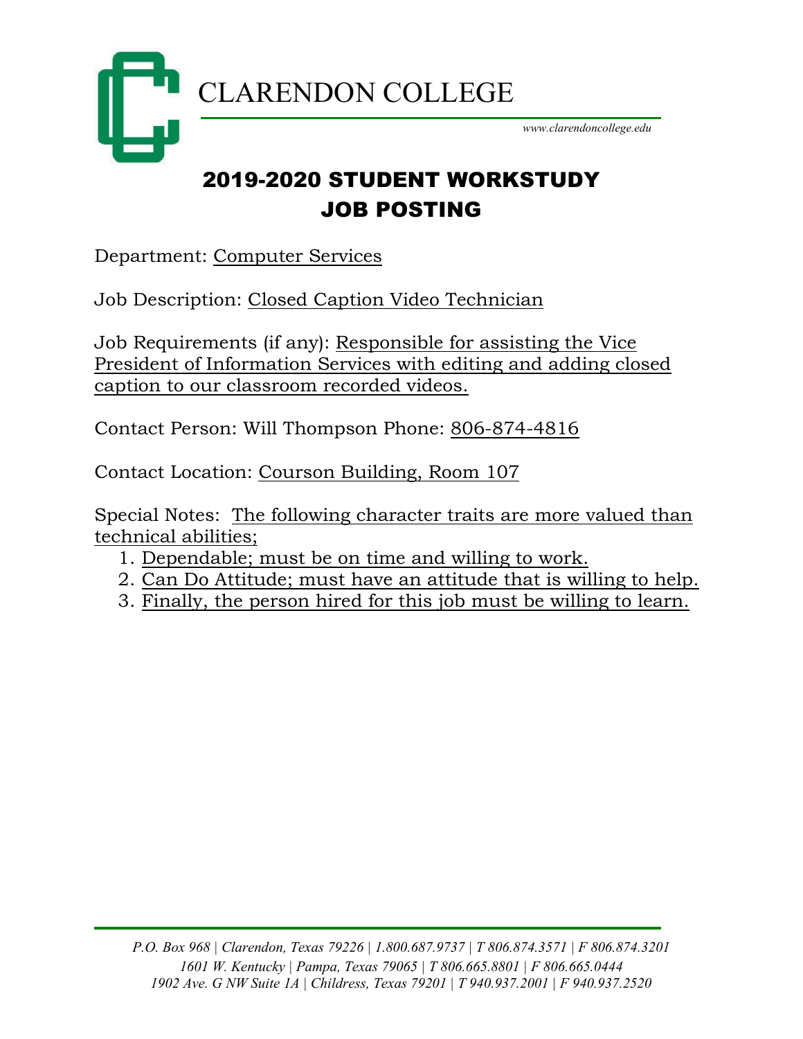# CLARENDON COLLEGE

www.clarendoncollege.edu

## 2019-2020 STUDENT WORKSTUDY JOB POSTING

Department: Computer Services

Job Description: Closed Caption Video Technician

Job Requirements (if any): Responsible for assisting the Vice President of Information Services with editing and adding closed caption to our classroom recorded videos.

Contact Person: Will Thompson Phone: 806-874-4816

Contact Location: Courson Building, Room 107

Special Notes: The following character traits are more valued than technical abilities;

1. Dependable; must be on time and willing to work.
2. Can Do Attitude; must have an attitude that is willing to help.
3. Finally, the person hired for this job must be willing to learn.

*P.O. Box 968 | Clarendon, Texas 79226 | 1.800.687.9737 | T 806.874.3571 | F 806.874.3201*
*1601 W. Kentucky | Pampa, Texas 79065 | T 806.665.8801 | F 806.665.0444*
*1902 Ave. G NW Suite 1A | Childress, Texas 79201 | T 940.937.2001 | F 940.937.2520*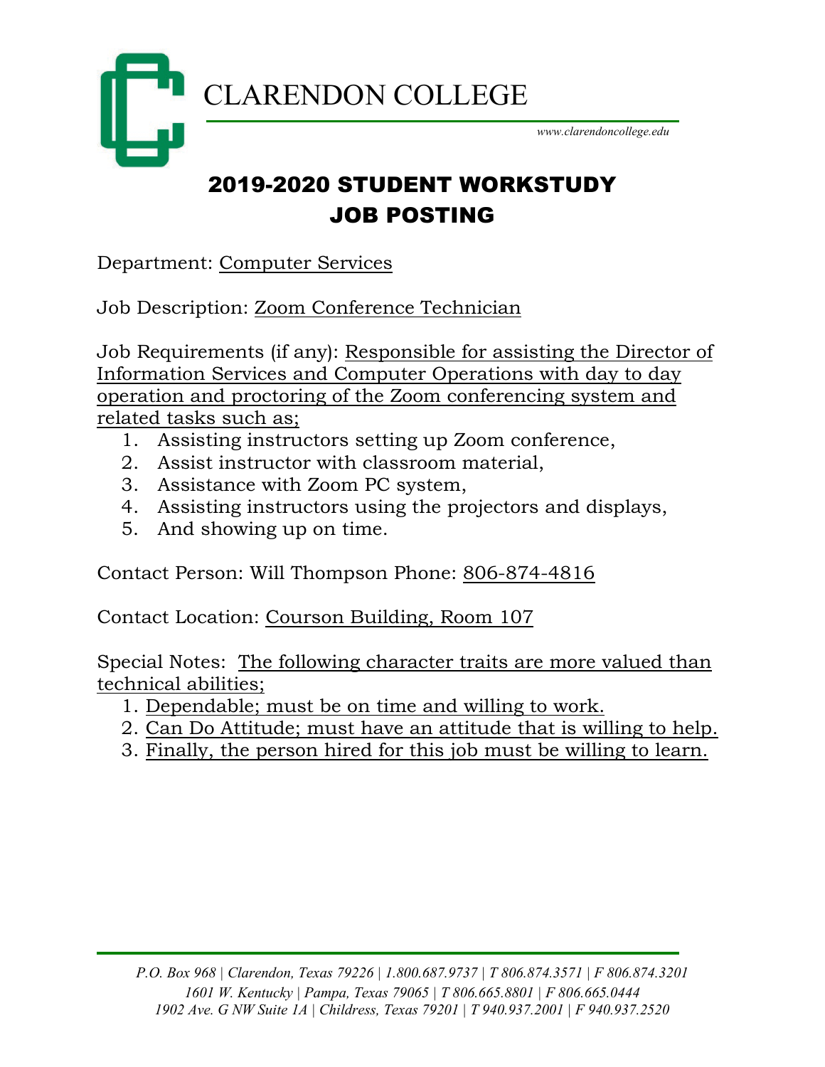# CLARENDON COLLEGE

*www.clarendoncollege.edu*

## 2019-2020 STUDENT WORKSTUDY JOB POSTING

Department: Computer Services

Job Description: Zoom Conference Technician

Job Requirements (if any): Responsible for assisting the Director of Information Services and Computer Operations with day to day operation and proctoring of the Zoom conferencing system and related tasks such as;

1. Assisting instructors setting up Zoom conference,
2. Assist instructor with classroom material,
3. Assistance with Zoom PC system,
4. Assisting instructors using the projectors and displays,
5. And showing up on time.

Contact Person: Will Thompson Phone: 806-874-4816

Contact Location: Courson Building, Room 107

Special Notes: The following character traits are more valued than technical abilities;

1. Dependable; must be on time and willing to work.
2. Can Do Attitude; must have an attitude that is willing to help.
3. Finally, the person hired for this job must be willing to learn.

*P.O. Box 968 | Clarendon, Texas 79226 | 1.800.687.9737 | T 806.874.3571 | F 806.874.3201*
*1601 W. Kentucky | Pampa, Texas 79065 | T 806.665.8801 | F 806.665.0444*
*1902 Ave. G NW Suite 1A | Childress, Texas 79201 | T 940.937.2001 | F 940.937.2520*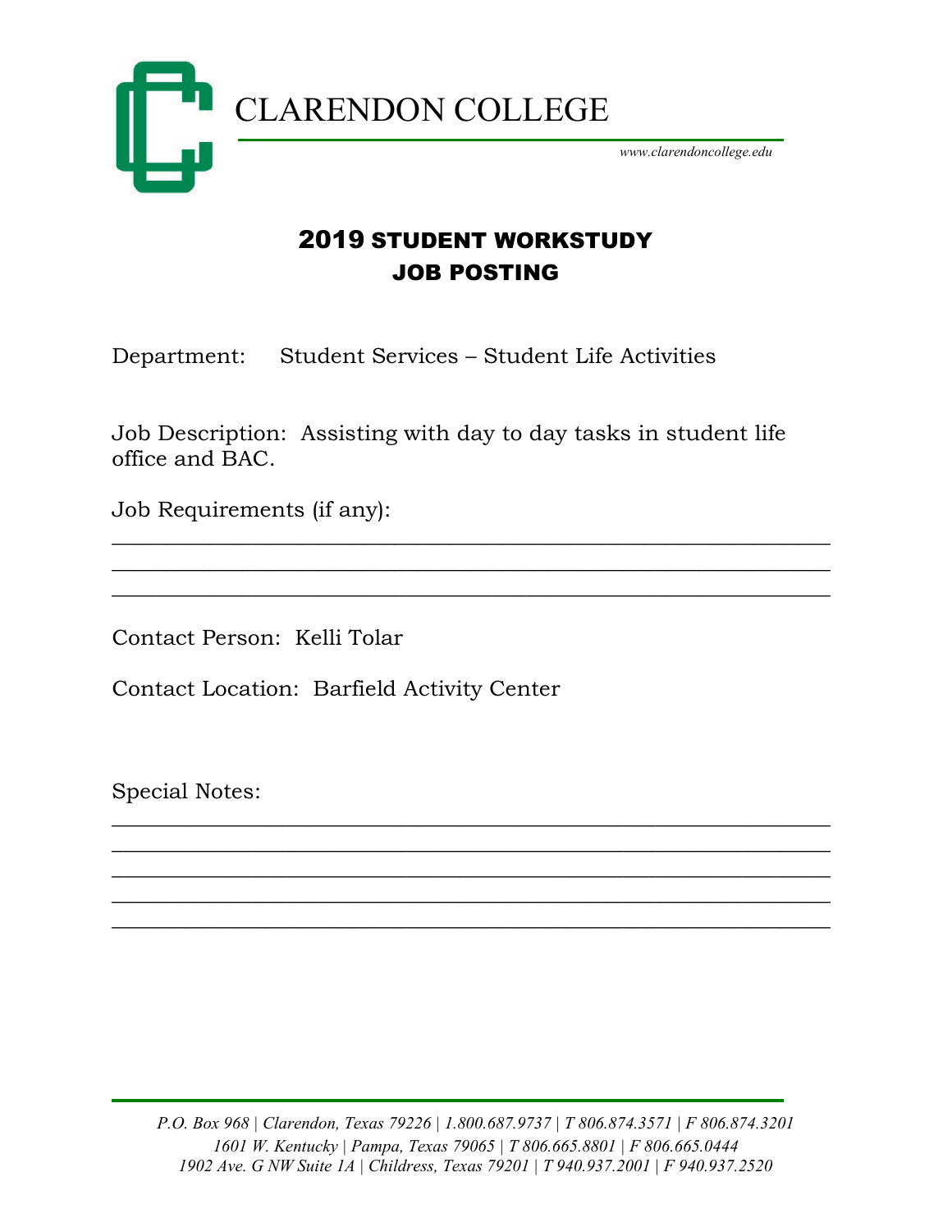# CLARENDON COLLEGE

*www.clarendoncollege.edu*

## 2019 STUDENT WORKSTUDY JOB POSTING

Department: Student Services – Student Life Activities

Job Description: Assisting with day to day tasks in student life office and BAC.

Job Requirements (if any):

\_\_\_\_\_\_\_\_\_\_\_\_\_\_\_\_\_\_\_\_\_\_\_\_\_\_\_\_\_\_\_\_\_\_\_\_\_\_\_\_\_\_\_\_\_\_\_\_\_\_\_\_\_\_\_\_\_\_\_\_
\_\_\_\_\_\_\_\_\_\_\_\_\_\_\_\_\_\_\_\_\_\_\_\_\_\_\_\_\_\_\_\_\_\_\_\_\_\_\_\_\_\_\_\_\_\_\_\_\_\_\_\_\_\_\_\_\_\_\_\_
\_\_\_\_\_\_\_\_\_\_\_\_\_\_\_\_\_\_\_\_\_\_\_\_\_\_\_\_\_\_\_\_\_\_\_\_\_\_\_\_\_\_\_\_\_\_\_\_\_\_\_\_\_\_\_\_\_\_\_\_

Contact Person: Kelli Tolar

Contact Location: Barfield Activity Center

Special Notes:

\_\_\_\_\_\_\_\_\_\_\_\_\_\_\_\_\_\_\_\_\_\_\_\_\_\_\_\_\_\_\_\_\_\_\_\_\_\_\_\_\_\_\_\_\_\_\_\_\_\_\_\_\_\_\_\_\_\_\_\_
\_\_\_\_\_\_\_\_\_\_\_\_\_\_\_\_\_\_\_\_\_\_\_\_\_\_\_\_\_\_\_\_\_\_\_\_\_\_\_\_\_\_\_\_\_\_\_\_\_\_\_\_\_\_\_\_\_\_\_\_
\_\_\_\_\_\_\_\_\_\_\_\_\_\_\_\_\_\_\_\_\_\_\_\_\_\_\_\_\_\_\_\_\_\_\_\_\_\_\_\_\_\_\_\_\_\_\_\_\_\_\_\_\_\_\_\_\_\_\_\_
\_\_\_\_\_\_\_\_\_\_\_\_\_\_\_\_\_\_\_\_\_\_\_\_\_\_\_\_\_\_\_\_\_\_\_\_\_\_\_\_\_\_\_\_\_\_\_\_\_\_\_\_\_\_\_\_\_\_\_\_
\_\_\_\_\_\_\_\_\_\_\_\_\_\_\_\_\_\_\_\_\_\_\_\_\_\_\_\_\_\_\_\_\_\_\_\_\_\_\_\_\_\_\_\_\_\_\_\_\_\_\_\_\_\_\_\_\_\_\_\_

*P.O. Box 968 | Clarendon, Texas 79226 | 1.800.687.9737 | T 806.874.3571 | F 806.874.3201*
*1601 W. Kentucky | Pampa, Texas 79065 | T 806.665.8801 | F 806.665.0444*
*1902 Ave. G NW Suite 1A | Childress, Texas 79201 | T 940.937.2001 | F 940.937.2520*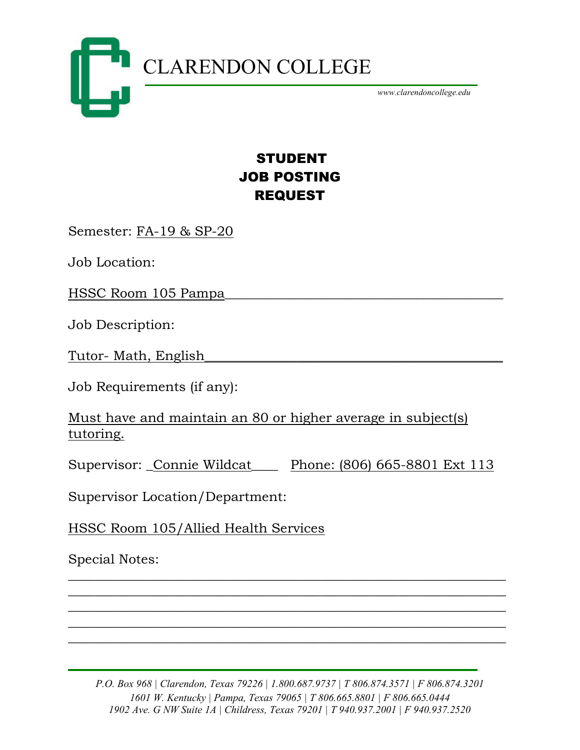# CLARENDON COLLEGE

www.clarendoncollege.edu

## STUDENT JOB POSTING REQUEST

Semester: FA-19 & SP-20

Job Location:

HSSC Room 105 Pampa

Job Description:

Tutor- Math, English

Job Requirements (if any):

Must have and maintain an 80 or higher average in subject(s) tutoring.

Supervisor: Connie Wildcat Phone: (806) 665-8801 Ext 113

Supervisor Location/Department:

HSSC Room 105/Allied Health Services

Special Notes:

*P.O. Box 968 | Clarendon, Texas 79226 | 1.800.687.9737 | T 806.874.3571 | F 806.874.3201*
*1601 W. Kentucky | Pampa, Texas 79065 | T 806.665.8801 | F 806.665.0444*
*1902 Ave. G NW Suite 1A | Childress, Texas 79201 | T 940.937.2001 | F 940.937.2520*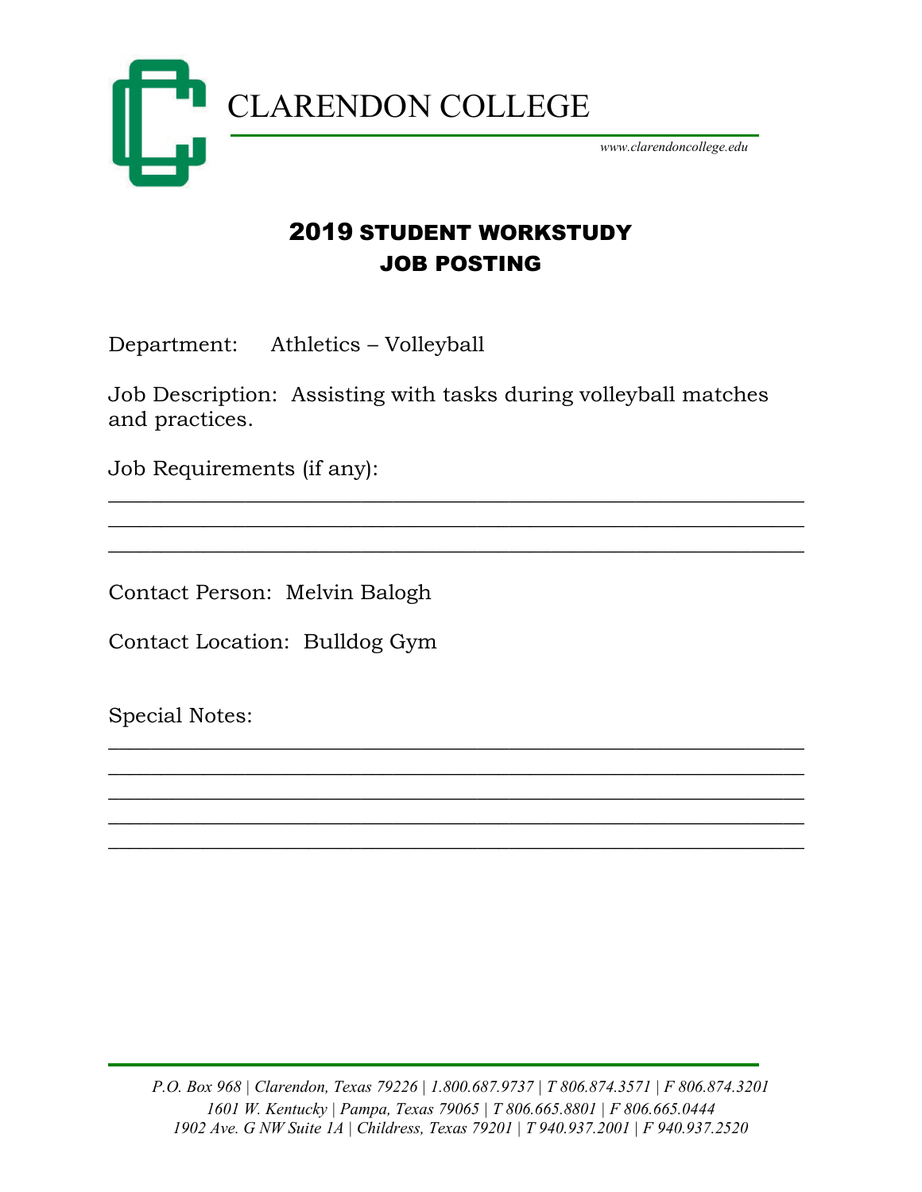# CLARENDON COLLEGE

*www.clarendoncollege.edu*

## 2019 STUDENT WORKSTUDY JOB POSTING

Department: Athletics – Volleyball

Job Description: Assisting with tasks during volleyball matches and practices.

Job Requirements (if any):

____________________________________________________________

____________________________________________________________

____________________________________________________________

Contact Person: Melvin Balogh

Contact Location: Bulldog Gym

Special Notes:

____________________________________________________________

____________________________________________________________

____________________________________________________________

____________________________________________________________

____________________________________________________________

*P.O. Box 968 | Clarendon, Texas 79226 | 1.800.687.9737 | T 806.874.3571 | F 806.874.3201*
*1601 W. Kentucky | Pampa, Texas 79065 | T 806.665.8801 | F 806.665.0444*
*1902 Ave. G NW Suite 1A | Childress, Texas 79201 | T 940.937.2001 | F 940.937.2520*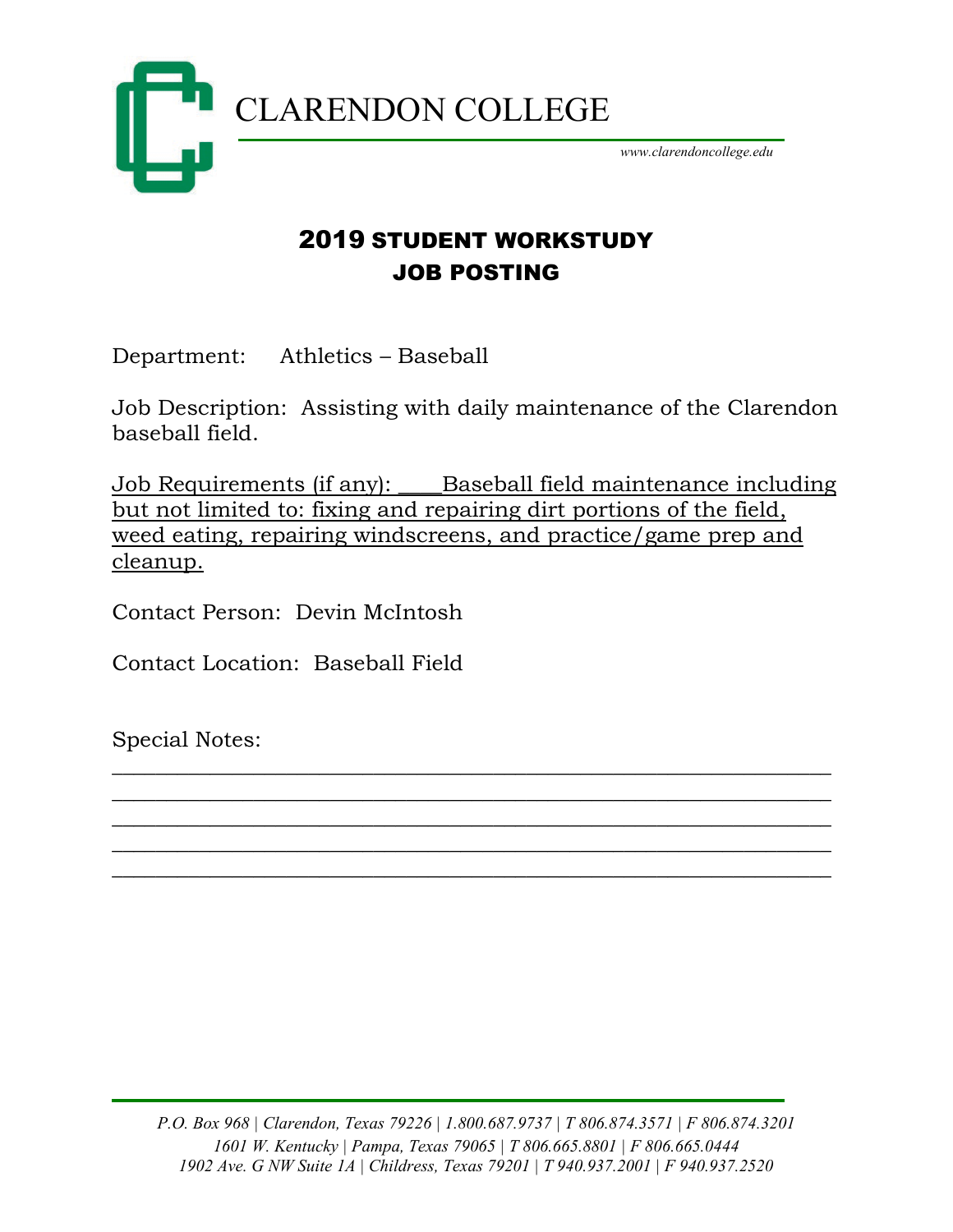CLARENDON COLLEGE

*www.clarendoncollege.edu*

## 2019 STUDENT WORKSTUDY
## JOB POSTING

Department: Athletics – Baseball

Job Description: Assisting with daily maintenance of the Clarendon baseball field.

Job Requirements (if any): ____Baseball field maintenance including but not limited to: fixing and repairing dirt portions of the field, weed eating, repairing windscreens, and practice/game prep and cleanup.

Contact Person: Devin McIntosh

Contact Location: Baseball Field

Special Notes:
______________________________________________________________
______________________________________________________________
______________________________________________________________
______________________________________________________________
______________________________________________________________

*P.O. Box 968 | Clarendon, Texas 79226 | 1.800.687.9737 | T 806.874.3571 | F 806.874.3201*
*1601 W. Kentucky | Pampa, Texas 79065 | T 806.665.8801 | F 806.665.0444*
*1902 Ave. G NW Suite 1A | Childress, Texas 79201 | T 940.937.2001 | F 940.937.2520*